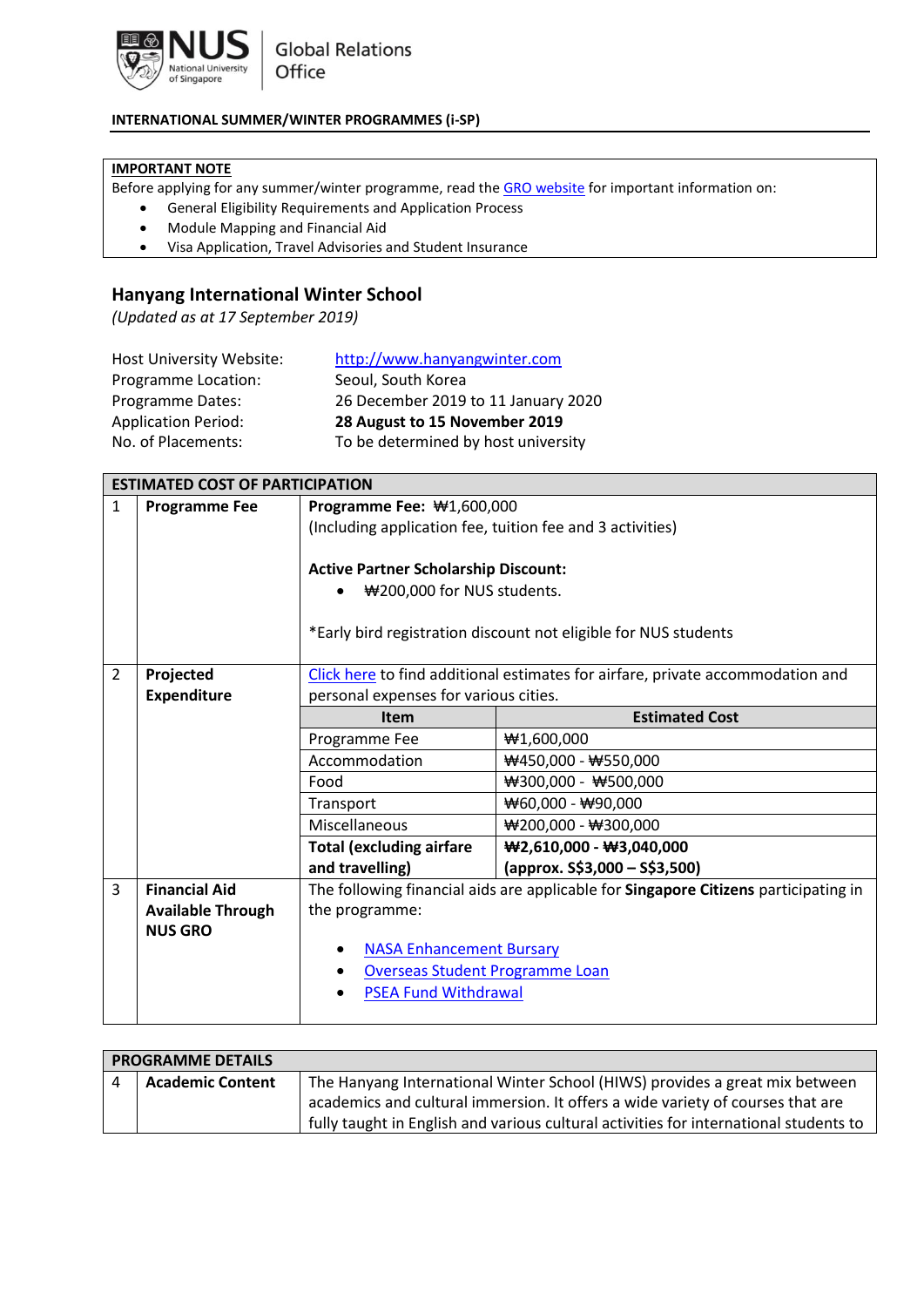NUS National University of Singapore | Global Relations Office

**INTERNATIONAL SUMMER/WINTER PROGRAMMES (i-SP)**

**IMPORTANT NOTE**

Before applying for any summer/winter programme, read the GRO website for important information on:

- General Eligibility Requirements and Application Process
- Module Mapping and Financial Aid
- Visa Application, Travel Advisories and Student Insurance

## Hanyang International Winter School

*(Updated as at 17 September 2019)*

| | |
|---|---|
| Host University Website: | http://www.hanyangwinter.com |
| Programme Location: | Seoul, South Korea |
| Programme Dates: | 26 December 2019 to 11 January 2020 |
| Application Period: | **28 August to 15 November 2019** |
| No. of Placements: | To be determined by host university |

**ESTIMATED COST OF PARTICIPATION**

| | | |
|---|---|---|
| 1 | **Programme Fee** | **Programme Fee:** ₩1,600,000<br>(Including application fee, tuition fee and 3 activities)<br><br>**Active Partner Scholarship Discount:**<br>• ₩200,000 for NUS students.<br><br>*Early bird registration discount not eligible for NUS students |
| 2 | **Projected Expenditure** | Click here to find additional estimates for airfare, private accommodation and personal expenses for various cities. |
| 3 | **Financial Aid Available Through NUS GRO** | The following financial aids are applicable for **Singapore Citizens** participating in the programme:<br>• NASA Enhancement Bursary<br>• Overseas Student Programme Loan<br>• PSEA Fund Withdrawal |

**Projected Expenditure**

| Item | Estimated Cost |
|---|---|
| Programme Fee | ₩1,600,000 |
| Accommodation | ₩450,000 - ₩550,000 |
| Food | ₩300,000 - ₩500,000 |
| Transport | ₩60,000 - ₩90,000 |
| Miscellaneous | ₩200,000 - ₩300,000 |
| **Total (excluding airfare and travelling)** | **₩2,610,000 - ₩3,040,000 (approx. S$3,000 – S$3,500)** |

**PROGRAMME DETAILS**

| | | |
|---|---|---|
| 4 | **Academic Content** | The Hanyang International Winter School (HIWS) provides a great mix between academics and cultural immersion. It offers a wide variety of courses that are fully taught in English and various cultural activities for international students to |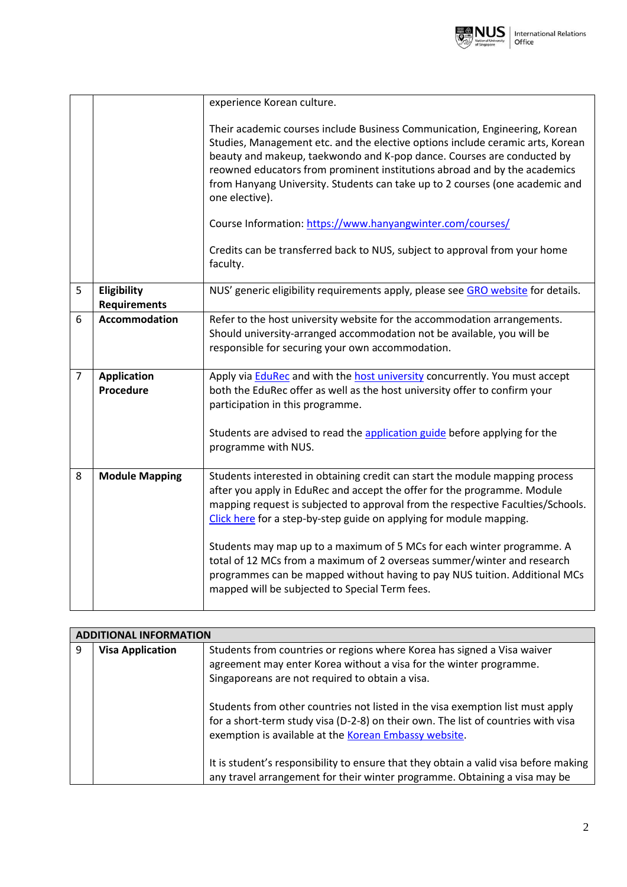| | | |
|---|---|---|
| | | experience Korean culture.<br><br>Their academic courses include Business Communication, Engineering, Korean Studies, Management etc. and the elective options include ceramic arts, Korean beauty and makeup, taekwondo and K-pop dance. Courses are conducted by reowned educators from prominent institutions abroad and by the academics from Hanyang University. Students can take up to 2 courses (one academic and one elective).<br><br>Course Information: [https://www.hanyangwinter.com/courses/](https://www.hanyangwinter.com/courses/)<br><br>Credits can be transferred back to NUS, subject to approval from your home faculty. |
| 5 | **Eligibility Requirements** | NUS' generic eligibility requirements apply, please see [GRO website](#) for details. |
| 6 | **Accommodation** | Refer to the host university website for the accommodation arrangements. Should university-arranged accommodation not be available, you will be responsible for securing your own accommodation. |
| 7 | **Application Procedure** | Apply via [EduRec](#) and with the [host university](#) concurrently. You must accept both the EduRec offer as well as the host university offer to confirm your participation in this programme.<br><br>Students are advised to read the [application guide](#) before applying for the programme with NUS. |
| 8 | **Module Mapping** | Students interested in obtaining credit can start the module mapping process after you apply in EduRec and accept the offer for the programme. Module mapping request is subjected to approval from the respective Faculties/Schools. [Click here](#) for a step-by-step guide on applying for module mapping.<br><br>Students may map up to a maximum of 5 MCs for each winter programme. A total of 12 MCs from a maximum of 2 overseas summer/winter and research programmes can be mapped without having to pay NUS tuition. Additional MCs mapped will be subjected to Special Term fees. |

| **ADDITIONAL INFORMATION** | | |
|---|---|---|
| 9 | **Visa Application** | Students from countries or regions where Korea has signed a Visa waiver agreement may enter Korea without a visa for the winter programme. Singaporeans are not required to obtain a visa.<br><br>Students from other countries not listed in the visa exemption list must apply for a short-term study visa (D-2-8) on their own. The list of countries with visa exemption is available at the [Korean Embassy website](#).<br><br>It is student's responsibility to ensure that they obtain a valid visa before making any travel arrangement for their winter programme. Obtaining a visa may be |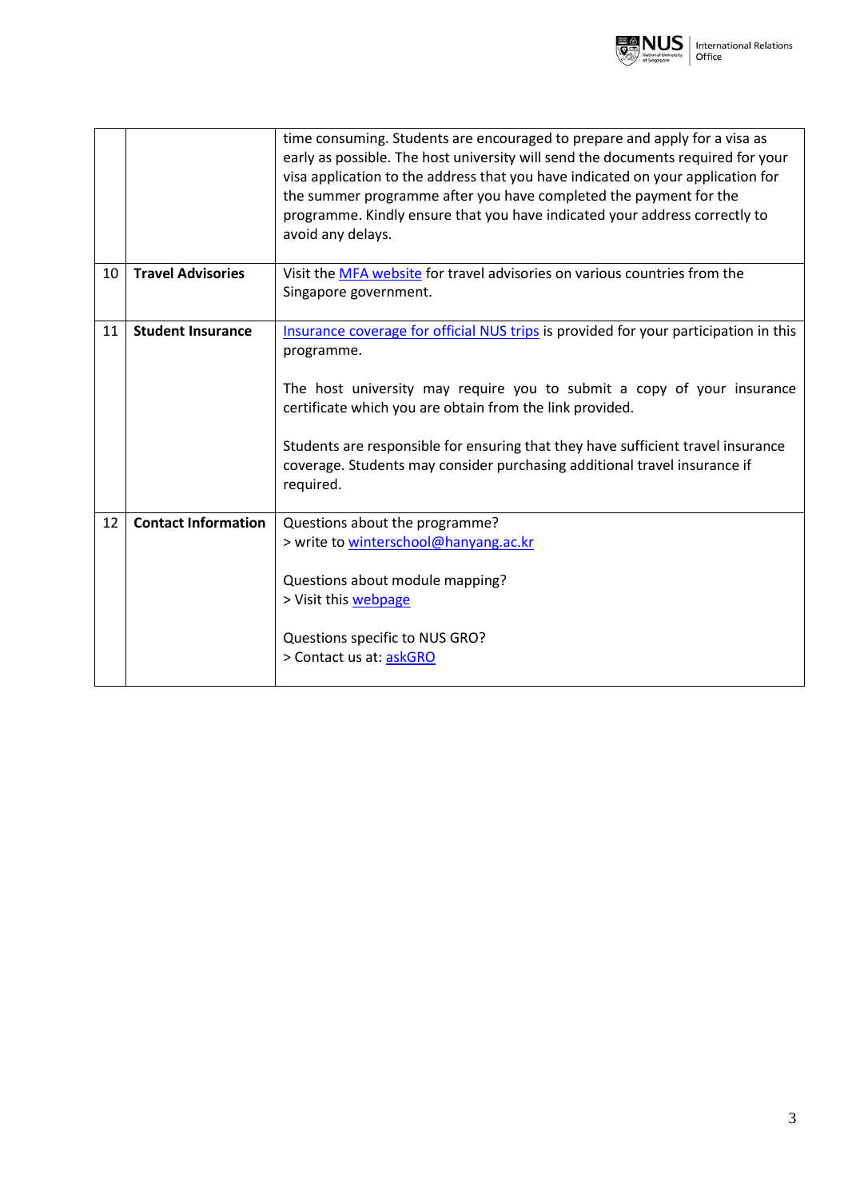| | | |
|---|---|---|
| | | time consuming. Students are encouraged to prepare and apply for a visa as early as possible. The host university will send the documents required for your visa application to the address that you have indicated on your application for the summer programme after you have completed the payment for the programme. Kindly ensure that you have indicated your address correctly to avoid any delays. |
| 10 | **Travel Advisories** | Visit the MFA website for travel advisories on various countries from the Singapore government. |
| 11 | **Student Insurance** | Insurance coverage for official NUS trips is provided for your participation in this programme.<br><br>The host university may require you to submit a copy of your insurance certificate which you are obtain from the link provided.<br><br>Students are responsible for ensuring that they have sufficient travel insurance coverage. Students may consider purchasing additional travel insurance if required. |
| 12 | **Contact Information** | Questions about the programme?<br>> write to winterschool@hanyang.ac.kr<br><br>Questions about module mapping?<br>> Visit this webpage<br><br>Questions specific to NUS GRO?<br>> Contact us at: askGRO |